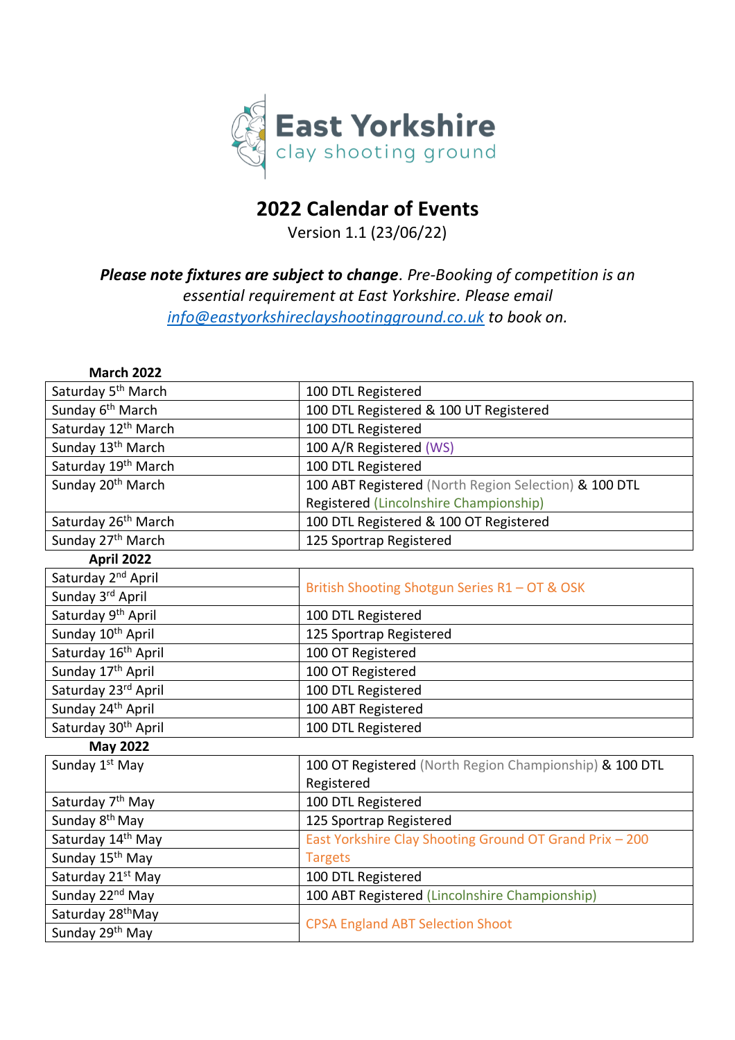East Yorkshire
clay shooting ground

# 2022 Calendar of Events

Version 1.1 (23/06/22)

***Please note fixtures are subject to change**. Pre-Booking of competition is an essential requirement at East Yorkshire. Please email [info@eastyorkshireclayshootingground.co.uk](mailto:info@eastyorkshireclayshootingground.co.uk) to book on.*

| **March 2022** | |
|---|---|
| Saturday 5th March | 100 DTL Registered |
| Sunday 6th March | 100 DTL Registered & 100 UT Registered |
| Saturday 12th March | 100 DTL Registered |
| Sunday 13th March | 100 A/R Registered (WS) |
| Saturday 19th March | 100 DTL Registered |
| Sunday 20th March | 100 ABT Registered (North Region Selection) & 100 DTL Registered (Lincolnshire Championship) |
| Saturday 26th March | 100 DTL Registered & 100 OT Registered |
| Sunday 27th March | 125 Sportrap Registered |
| **April 2022** | |
| Saturday 2nd April | British Shooting Shotgun Series R1 – OT & OSK |
| Sunday 3rd April | |
| Saturday 9th April | 100 DTL Registered |
| Sunday 10th April | 125 Sportrap Registered |
| Saturday 16th April | 100 OT Registered |
| Sunday 17th April | 100 OT Registered |
| Saturday 23rd April | 100 DTL Registered |
| Sunday 24th April | 100 ABT Registered |
| Saturday 30th April | 100 DTL Registered |
| **May 2022** | |
| Sunday 1st May | 100 OT Registered (North Region Championship) & 100 DTL Registered |
| Saturday 7th May | 100 DTL Registered |
| Sunday 8th May | 125 Sportrap Registered |
| Saturday 14th May | East Yorkshire Clay Shooting Ground OT Grand Prix – 200 Targets |
| Sunday 15th May | |
| Saturday 21st May | 100 DTL Registered |
| Sunday 22nd May | 100 ABT Registered (Lincolnshire Championship) |
| Saturday 28th May | CPSA England ABT Selection Shoot |
| Sunday 29th May | |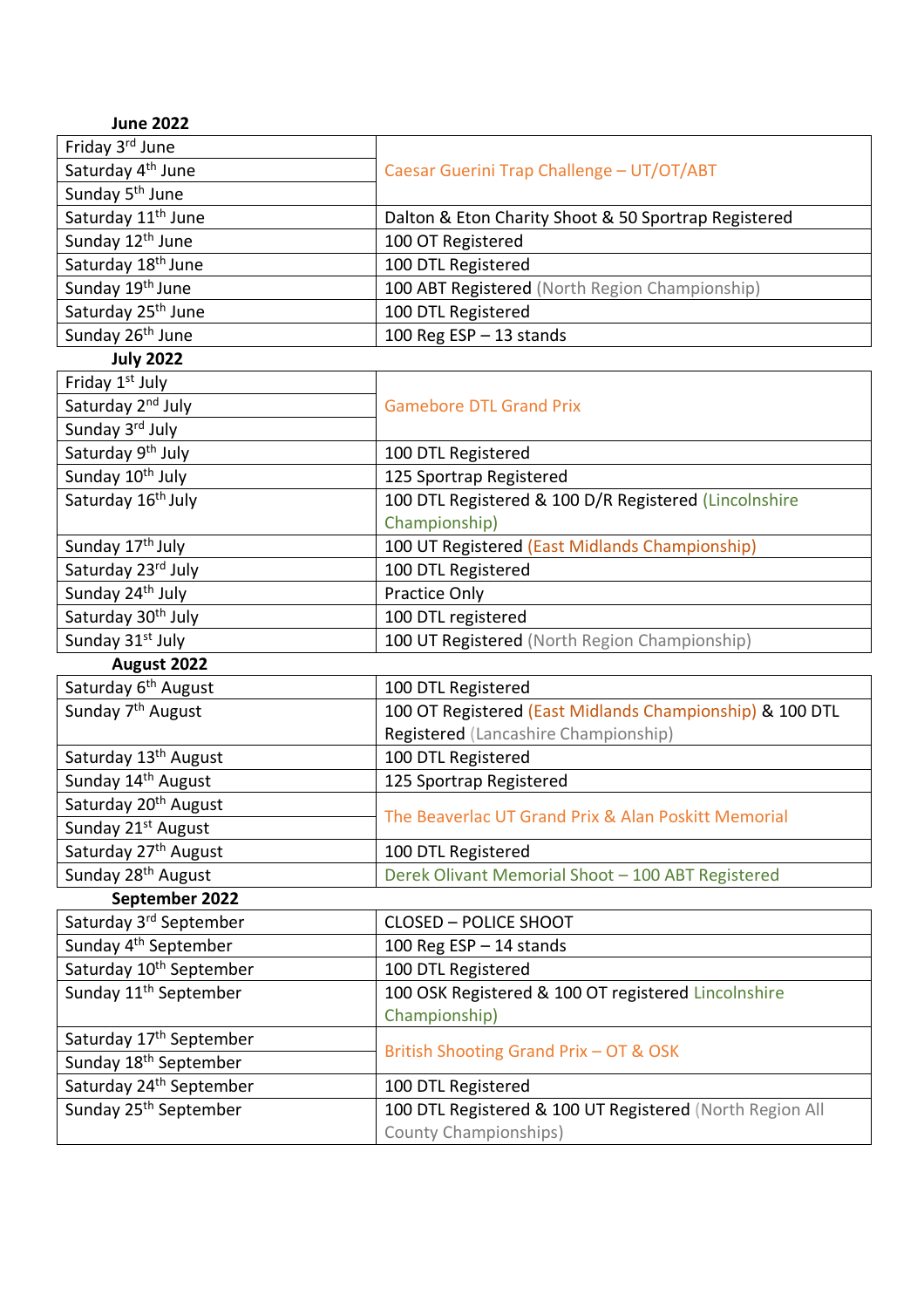**June 2022**

| | |
|---|---|
| Friday 3rd June | Caesar Guerini Trap Challenge – UT/OT/ABT |
| Saturday 4th June | |
| Sunday 5th June | |
| Saturday 11th June | Dalton & Eton Charity Shoot & 50 Sportrap Registered |
| Sunday 12th June | 100 OT Registered |
| Saturday 18th June | 100 DTL Registered |
| Sunday 19th June | 100 ABT Registered (North Region Championship) |
| Saturday 25th June | 100 DTL Registered |
| Sunday 26th June | 100 Reg ESP – 13 stands |

**July 2022**

| | |
|---|---|
| Friday 1st July | Gamebore DTL Grand Prix |
| Saturday 2nd July | |
| Sunday 3rd July | |
| Saturday 9th July | 100 DTL Registered |
| Sunday 10th July | 125 Sportrap Registered |
| Saturday 16th July | 100 DTL Registered & 100 D/R Registered (Lincolnshire Championship) |
| Sunday 17th July | 100 UT Registered (East Midlands Championship) |
| Saturday 23rd July | 100 DTL Registered |
| Sunday 24th July | Practice Only |
| Saturday 30th July | 100 DTL registered |
| Sunday 31st July | 100 UT Registered (North Region Championship) |

**August 2022**

| | |
|---|---|
| Saturday 6th August | 100 DTL Registered |
| Sunday 7th August | 100 OT Registered (East Midlands Championship) & 100 DTL Registered (Lancashire Championship) |
| Saturday 13th August | 100 DTL Registered |
| Sunday 14th August | 125 Sportrap Registered |
| Saturday 20th August | The Beaverlac UT Grand Prix & Alan Poskitt Memorial |
| Sunday 21st August | |
| Saturday 27th August | 100 DTL Registered |
| Sunday 28th August | Derek Olivant Memorial Shoot – 100 ABT Registered |

**September 2022**

| | |
|---|---|
| Saturday 3rd September | CLOSED – POLICE SHOOT |
| Sunday 4th September | 100 Reg ESP – 14 stands |
| Saturday 10th September | 100 DTL Registered |
| Sunday 11th September | 100 OSK Registered & 100 OT registered Lincolnshire Championship) |
| Saturday 17th September | British Shooting Grand Prix – OT & OSK |
| Sunday 18th September | |
| Saturday 24th September | 100 DTL Registered |
| Sunday 25th September | 100 DTL Registered & 100 UT Registered (North Region All County Championships) |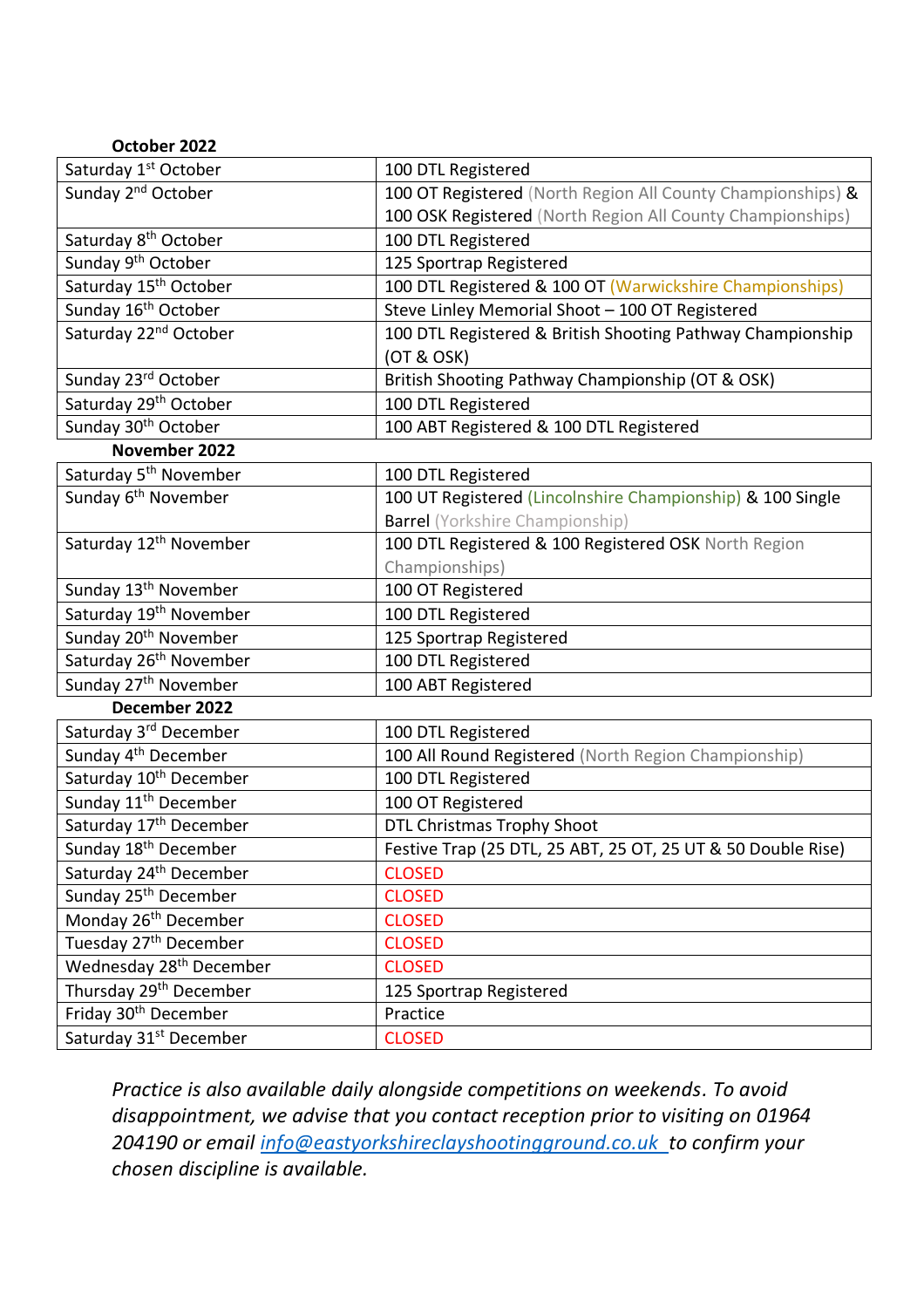**October 2022**

| | |
|---|---|
| Saturday 1st October | 100 DTL Registered |
| Sunday 2nd October | 100 OT Registered (North Region All County Championships) & 100 OSK Registered (North Region All County Championships) |
| Saturday 8th October | 100 DTL Registered |
| Sunday 9th October | 125 Sportrap Registered |
| Saturday 15th October | 100 DTL Registered & 100 OT (Warwickshire Championships) |
| Sunday 16th October | Steve Linley Memorial Shoot – 100 OT Registered |
| Saturday 22nd October | 100 DTL Registered & British Shooting Pathway Championship (OT & OSK) |
| Sunday 23rd October | British Shooting Pathway Championship (OT & OSK) |
| Saturday 29th October | 100 DTL Registered |
| Sunday 30th October | 100 ABT Registered & 100 DTL Registered |

**November 2022**

| | |
|---|---|
| Saturday 5th November | 100 DTL Registered |
| Sunday 6th November | 100 UT Registered (Lincolnshire Championship) & 100 Single Barrel (Yorkshire Championship) |
| Saturday 12th November | 100 DTL Registered & 100 Registered OSK North Region Championships) |
| Sunday 13th November | 100 OT Registered |
| Saturday 19th November | 100 DTL Registered |
| Sunday 20th November | 125 Sportrap Registered |
| Saturday 26th November | 100 DTL Registered |
| Sunday 27th November | 100 ABT Registered |

**December 2022**

| | |
|---|---|
| Saturday 3rd December | 100 DTL Registered |
| Sunday 4th December | 100 All Round Registered (North Region Championship) |
| Saturday 10th December | 100 DTL Registered |
| Sunday 11th December | 100 OT Registered |
| Saturday 17th December | DTL Christmas Trophy Shoot |
| Sunday 18th December | Festive Trap (25 DTL, 25 ABT, 25 OT, 25 UT & 50 Double Rise) |
| Saturday 24th December | CLOSED |
| Sunday 25th December | CLOSED |
| Monday 26th December | CLOSED |
| Tuesday 27th December | CLOSED |
| Wednesday 28th December | CLOSED |
| Thursday 29th December | 125 Sportrap Registered |
| Friday 30th December | Practice |
| Saturday 31st December | CLOSED |

*Practice is also available daily alongside competitions on weekends. To avoid disappointment, we advise that you contact reception prior to visiting on 01964 204190 or email [info@eastyorkshireclayshootingground.co.uk](mailto:info@eastyorkshireclayshootingground.co.uk) to confirm your chosen discipline is available.*